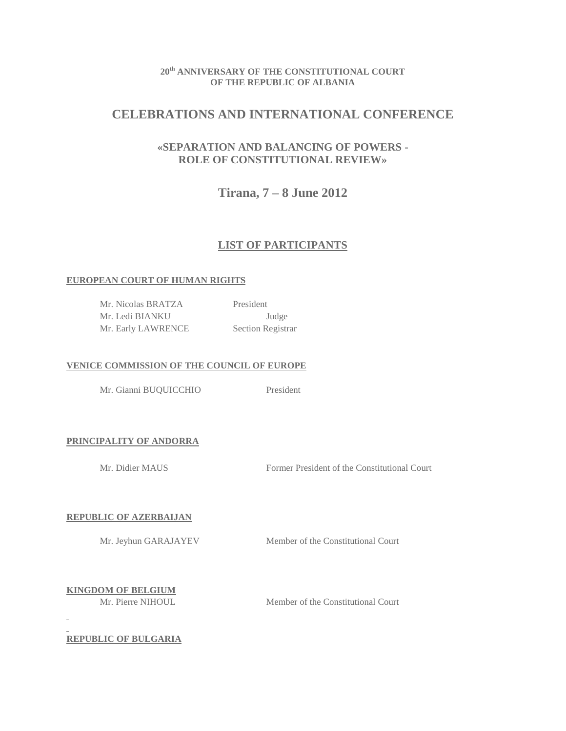**20th ANNIVERSARY OF THE CONSTITUTIONAL COURT OF THE REPUBLIC OF ALBANIA**

# CELEBRATIONS AND INTERNATIONAL CONFERENCE

## «SEPARATION AND BALANCING OF POWERS - ROLE OF CONSTITUTIONAL REVIEW»

## Tirana, 7 – 8 June 2012

## LIST OF PARTICIPANTS

### EUROPEAN COURT OF HUMAN RIGHTS

| | |
|---|---|
| Mr. Nicolas BRATZA | President |
| Mr. Ledi BIANKU | Judge |
| Mr. Early LAWRENCE | Section Registrar |

### VENICE COMMISSION OF THE COUNCIL OF EUROPE

| | |
|---|---|
| Mr. Gianni BUQUICCHIO | President |

### PRINCIPALITY OF ANDORRA

| | |
|---|---|
| Mr. Didier MAUS | Former President of the Constitutional Court |

### REPUBLIC OF AZERBAIJAN

| | |
|---|---|
| Mr. Jeyhun GARAJAYEV | Member of the Constitutional Court |

### KINGDOM OF BELGIUM

| | |
|---|---|
| Mr. Pierre NIHOUL | Member of the Constitutional Court |

### REPUBLIC OF BULGARIA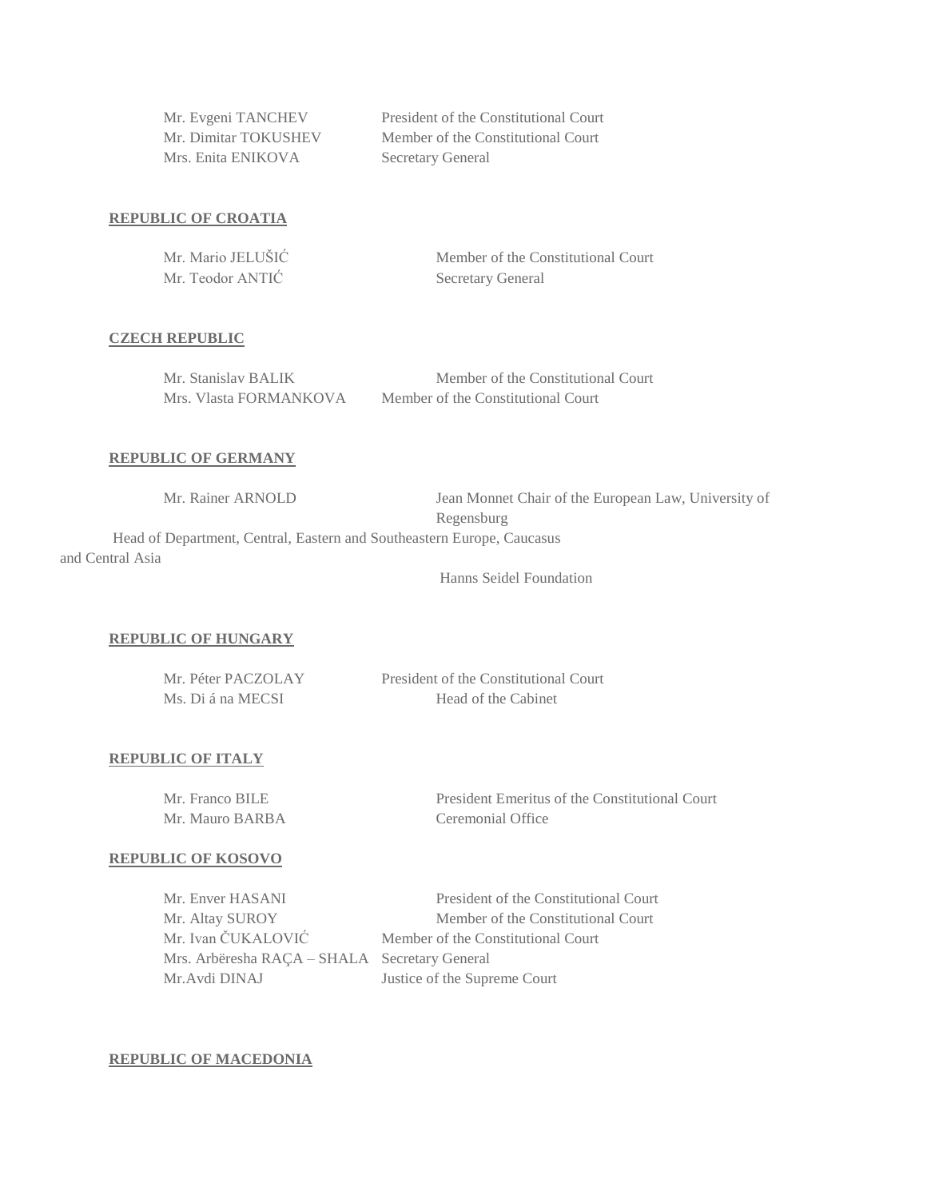Mr. Evgeni TANCHEV President of the Constitutional Court
Mr. Dimitar TOKUSHEV Member of the Constitutional Court
Mrs. Enita ENIKOVA Secretary General

**REPUBLIC OF CROATIA**

Mr. Mario JELUŠIĆ Member of the Constitutional Court
Mr. Teodor ANTIĆ Secretary General

**CZECH REPUBLIC**

Mr. Stanislav BALIK Member of the Constitutional Court
Mrs. Vlasta FORMANKOVA Member of the Constitutional Court

**REPUBLIC OF GERMANY**

Mr. Rainer ARNOLD Jean Monnet Chair of the European Law, University of Regensburg
Head of Department, Central, Eastern and Southeastern Europe, Caucasus and Central Asia
Hanns Seidel Foundation

**REPUBLIC OF HUNGARY**

Mr. Péter PACZOLAY President of the Constitutional Court
Ms. Di á na MECSI Head of the Cabinet

**REPUBLIC OF ITALY**

Mr. Franco BILE President Emeritus of the Constitutional Court
Mr. Mauro BARBA Ceremonial Office

**REPUBLIC OF KOSOVO**

Mr. Enver HASANI President of the Constitutional Court
Mr. Altay SUROY Member of the Constitutional Court
Mr. Ivan ČUKALOVIĆ Member of the Constitutional Court
Mrs. Arbëresha RAÇA – SHALA Secretary General
Mr.Avdi DINAJ Justice of the Supreme Court

**REPUBLIC OF MACEDONIA**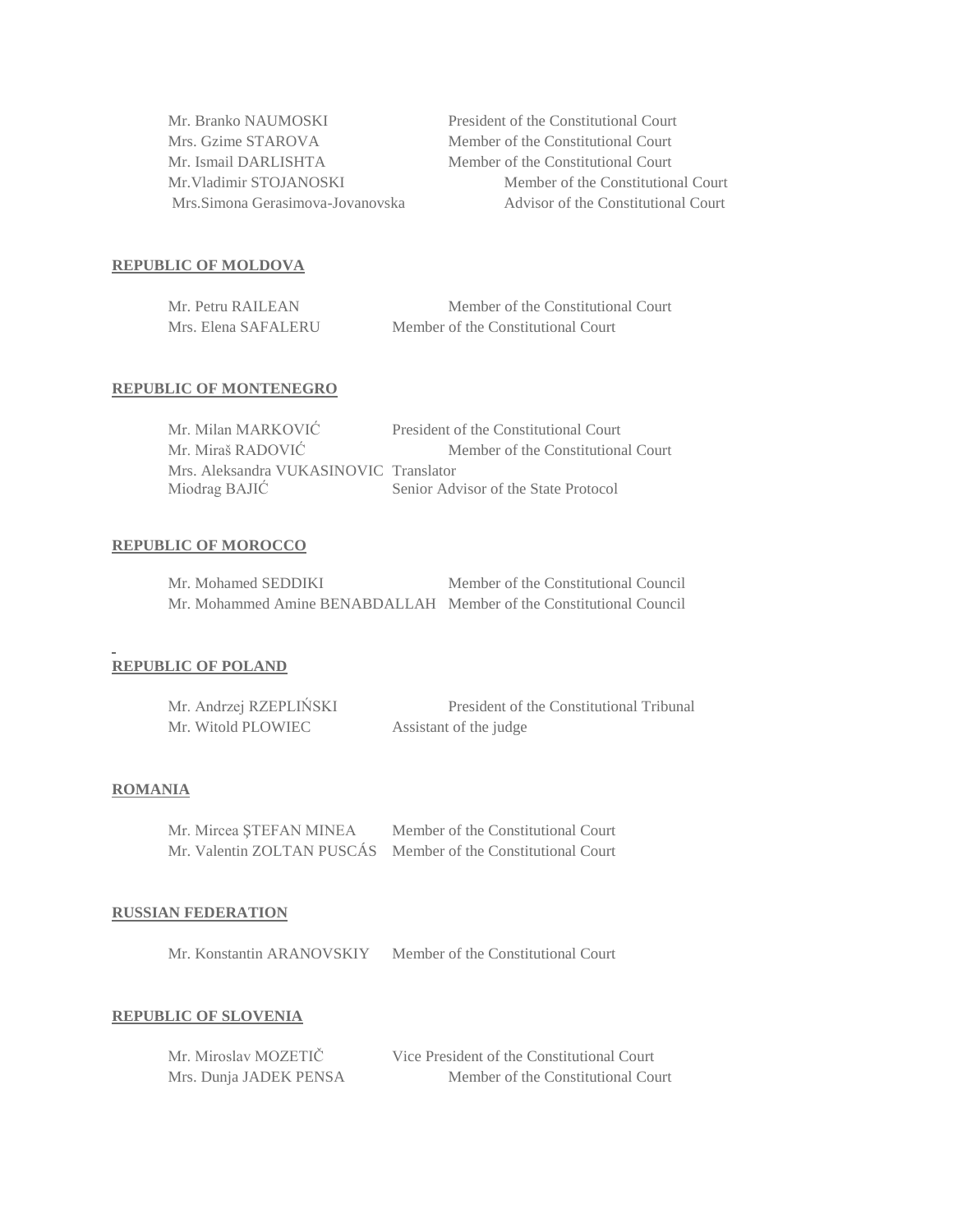Mr. Branko NAUMOSKI — President of the Constitutional Court
Mrs. Gzime STAROVA — Member of the Constitutional Court
Mr. Ismail DARLISHTA — Member of the Constitutional Court
Mr.Vladimir STOJANOSKI — Member of the Constitutional Court
Mrs.Simona Gerasimova-Jovanovska — Advisor of the Constitutional Court

**REPUBLIC OF MOLDOVA**

Mr. Petru RAILEAN — Member of the Constitutional Court
Mrs. Elena SAFALERU — Member of the Constitutional Court

**REPUBLIC OF MONTENEGRO**

Mr. Milan MARKOVIĆ — President of the Constitutional Court
Mr. Miraš RADOVIĆ — Member of the Constitutional Court
Mrs. Aleksandra VUKASINOVIC — Translator
Miodrag BAJIĆ — Senior Advisor of the State Protocol

**REPUBLIC OF MOROCCO**

Mr. Mohamed SEDDIKI — Member of the Constitutional Council
Mr. Mohammed Amine BENABDALLAH — Member of the Constitutional Council

**REPUBLIC OF POLAND**

Mr. Andrzej RZEPLIŃSKI — President of the Constitutional Tribunal
Mr. Witold PLOWIEC — Assistant of the judge

**ROMANIA**

Mr. Mircea ŞTEFAN MINEA — Member of the Constitutional Court
Mr. Valentin ZOLTAN PUSCÁS — Member of the Constitutional Court

**RUSSIAN FEDERATION**

Mr. Konstantin ARANOVSKIY — Member of the Constitutional Court

**REPUBLIC OF SLOVENIA**

Mr. Miroslav MOZETIČ — Vice President of the Constitutional Court
Mrs. Dunja JADEK PENSA — Member of the Constitutional Court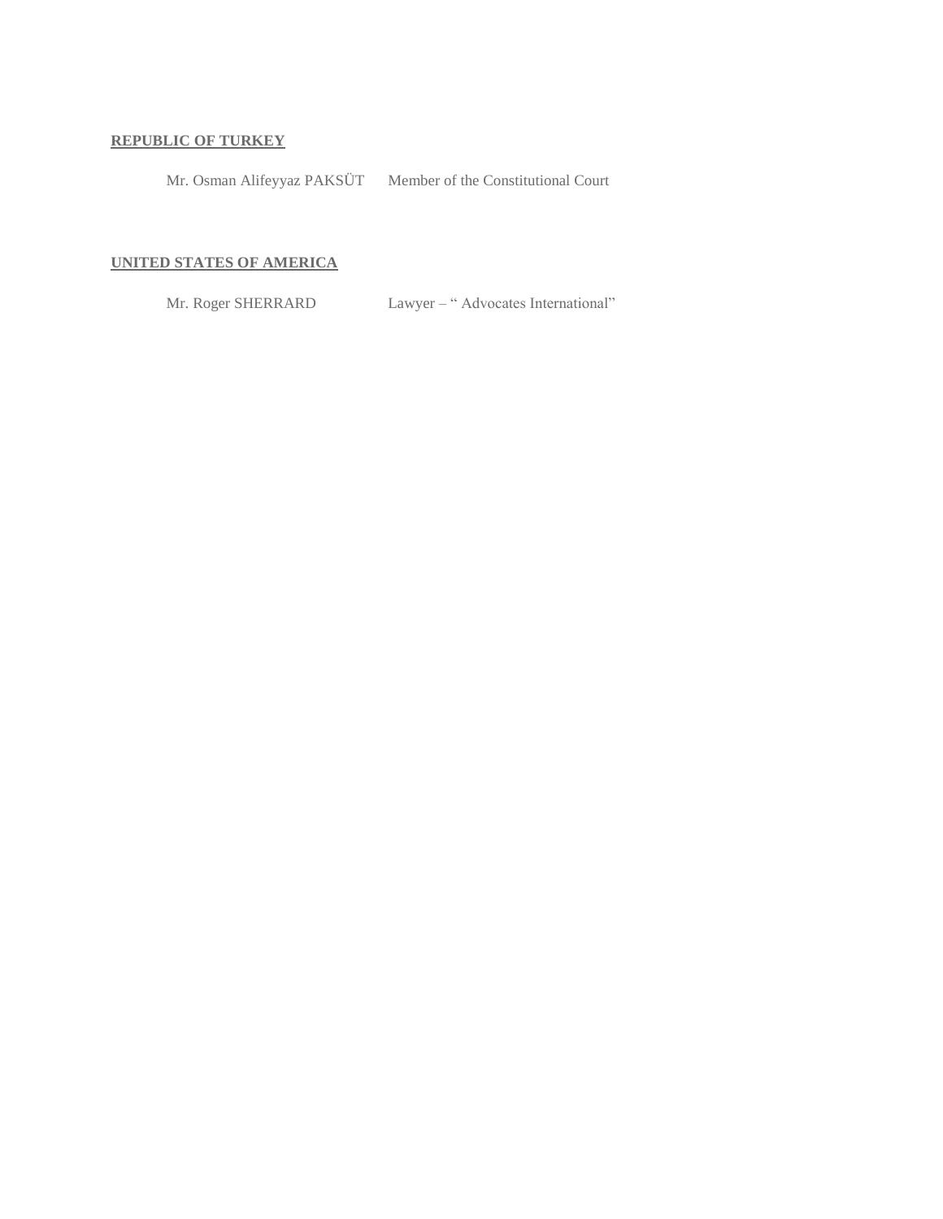**REPUBLIC OF TURKEY**

Mr. Osman Alifeyyaz PAKSÜT Member of the Constitutional Court

**UNITED STATES OF AMERICA**

Mr. Roger SHERRARD Lawyer – " Advocates International"